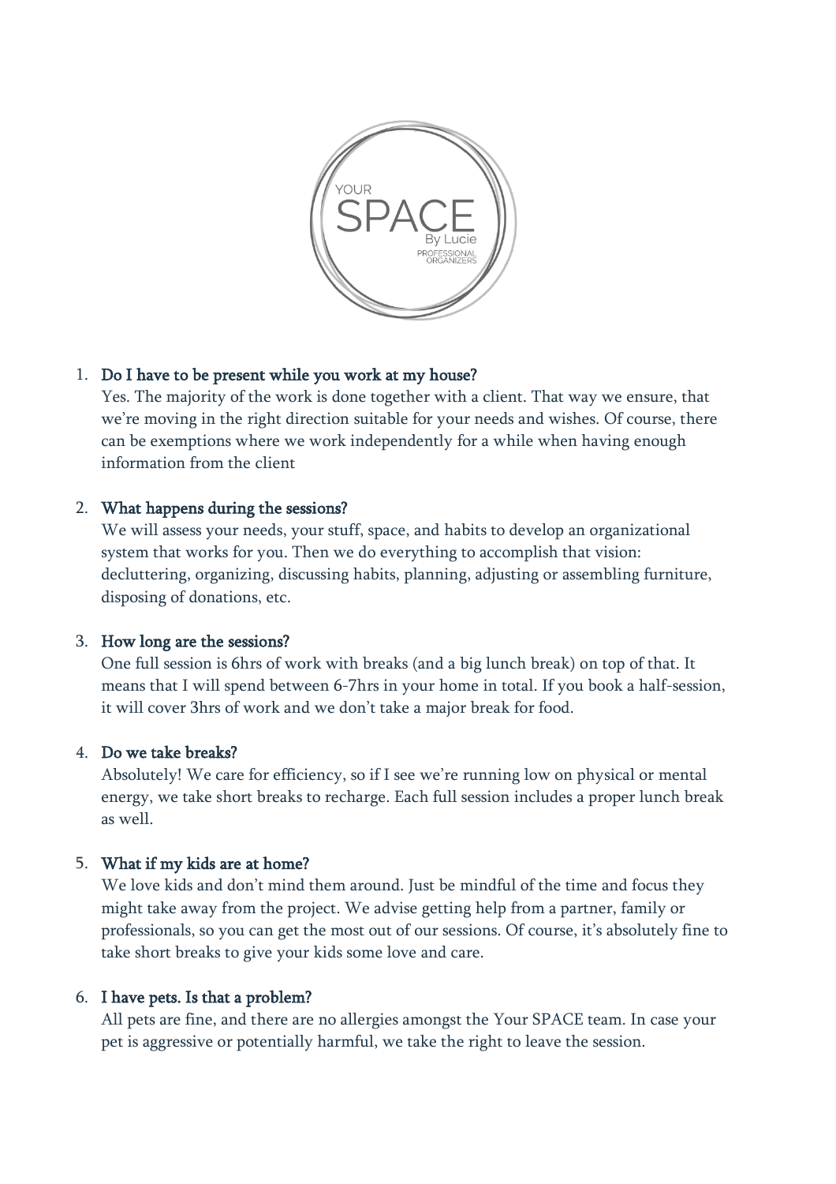1. **Do I have to be present while you work at my house?**
   Yes. The majority of the work is done together with a client. That way we ensure, that we're moving in the right direction suitable for your needs and wishes. Of course, there can be exemptions where we work independently for a while when having enough information from the client

2. **What happens during the sessions?**
   We will assess your needs, your stuff, space, and habits to develop an organizational system that works for you. Then we do everything to accomplish that vision: decluttering, organizing, discussing habits, planning, adjusting or assembling furniture, disposing of donations, etc.

3. **How long are the sessions?**
   One full session is 6hrs of work with breaks (and a big lunch break) on top of that. It means that I will spend between 6-7hrs in your home in total. If you book a half-session, it will cover 3hrs of work and we don't take a major break for food.

4. **Do we take breaks?**
   Absolutely! We care for efficiency, so if I see we're running low on physical or mental energy, we take short breaks to recharge. Each full session includes a proper lunch break as well.

5. **What if my kids are at home?**
   We love kids and don't mind them around. Just be mindful of the time and focus they might take away from the project. We advise getting help from a partner, family or professionals, so you can get the most out of our sessions. Of course, it's absolutely fine to take short breaks to give your kids some love and care.

6. **I have pets. Is that a problem?**
   All pets are fine, and there are no allergies amongst the Your SPACE team. In case your pet is aggressive or potentially harmful, we take the right to leave the session.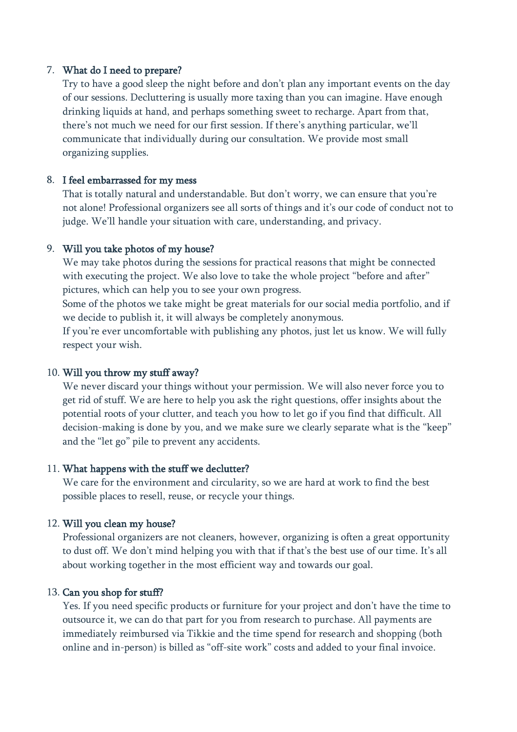7. **What do I need to prepare?**
   Try to have a good sleep the night before and don't plan any important events on the day of our sessions. Decluttering is usually more taxing than you can imagine. Have enough drinking liquids at hand, and perhaps something sweet to recharge. Apart from that, there's not much we need for our first session. If there's anything particular, we'll communicate that individually during our consultation. We provide most small organizing supplies.

8. **I feel embarrassed for my mess**
   That is totally natural and understandable. But don't worry, we can ensure that you're not alone! Professional organizers see all sorts of things and it's our code of conduct not to judge. We'll handle your situation with care, understanding, and privacy.

9. **Will you take photos of my house?**
   We may take photos during the sessions for practical reasons that might be connected with executing the project. We also love to take the whole project "before and after" pictures, which can help you to see your own progress.
   Some of the photos we take might be great materials for our social media portfolio, and if we decide to publish it, it will always be completely anonymous.
   If you're ever uncomfortable with publishing any photos, just let us know. We will fully respect your wish.

10. **Will you throw my stuff away?**
    We never discard your things without your permission. We will also never force you to get rid of stuff. We are here to help you ask the right questions, offer insights about the potential roots of your clutter, and teach you how to let go if you find that difficult. All decision-making is done by you, and we make sure we clearly separate what is the "keep" and the "let go" pile to prevent any accidents.

11. **What happens with the stuff we declutter?**
    We care for the environment and circularity, so we are hard at work to find the best possible places to resell, reuse, or recycle your things.

12. **Will you clean my house?**
    Professional organizers are not cleaners, however, organizing is often a great opportunity to dust off. We don't mind helping you with that if that's the best use of our time. It's all about working together in the most efficient way and towards our goal.

13. **Can you shop for stuff?**
    Yes. If you need specific products or furniture for your project and don't have the time to outsource it, we can do that part for you from research to purchase. All payments are immediately reimbursed via Tikkie and the time spend for research and shopping (both online and in-person) is billed as "off-site work" costs and added to your final invoice.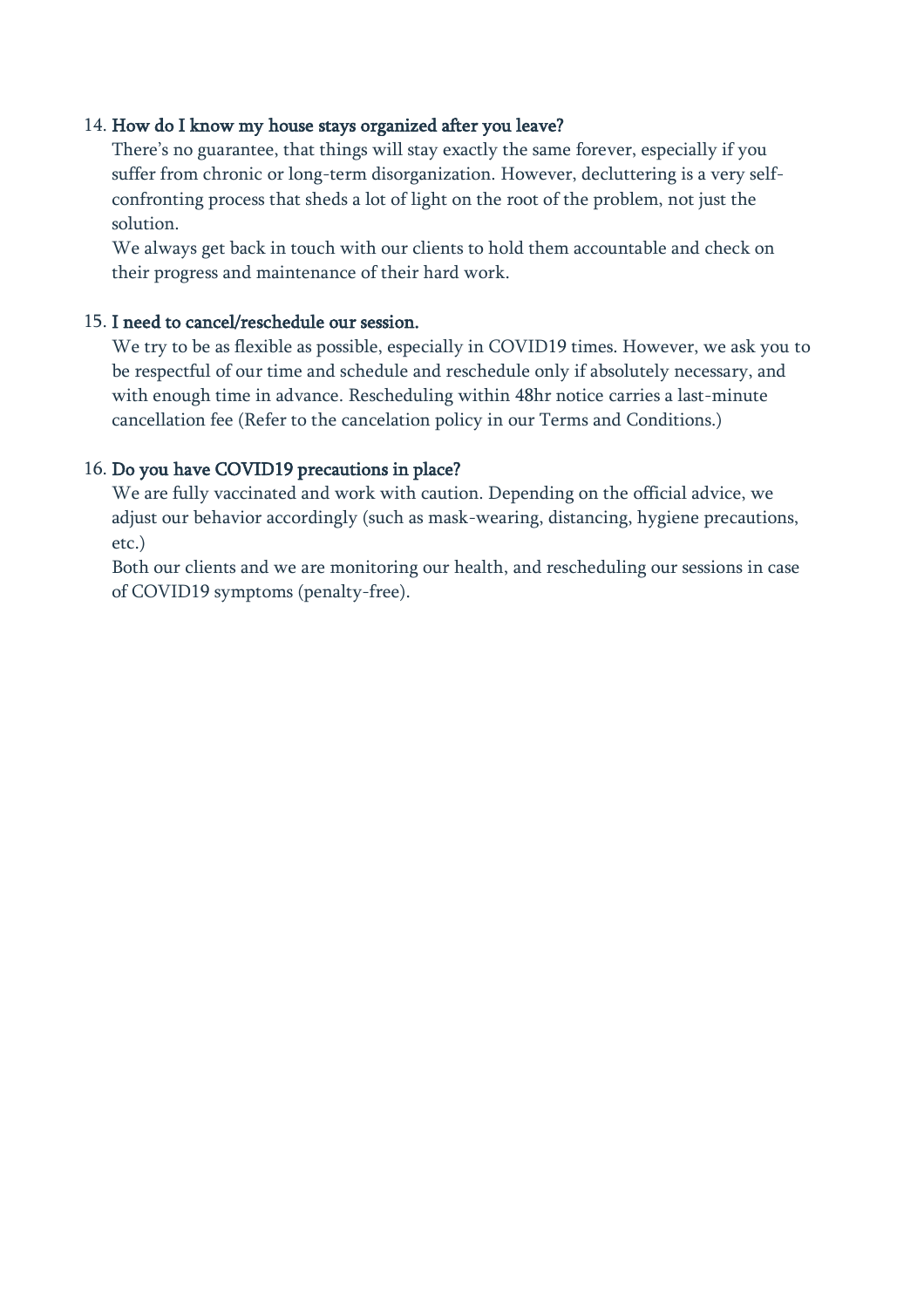14. **How do I know my house stays organized after you leave?**

    There's no guarantee, that things will stay exactly the same forever, especially if you suffer from chronic or long-term disorganization. However, decluttering is a very self-confronting process that sheds a lot of light on the root of the problem, not just the solution.

    We always get back in touch with our clients to hold them accountable and check on their progress and maintenance of their hard work.

15. **I need to cancel/reschedule our session.**

    We try to be as flexible as possible, especially in COVID19 times. However, we ask you to be respectful of our time and schedule and reschedule only if absolutely necessary, and with enough time in advance. Rescheduling within 48hr notice carries a last-minute cancellation fee (Refer to the cancelation policy in our Terms and Conditions.)

16. **Do you have COVID19 precautions in place?**

    We are fully vaccinated and work with caution. Depending on the official advice, we adjust our behavior accordingly (such as mask-wearing, distancing, hygiene precautions, etc.)

    Both our clients and we are monitoring our health, and rescheduling our sessions in case of COVID19 symptoms (penalty-free).